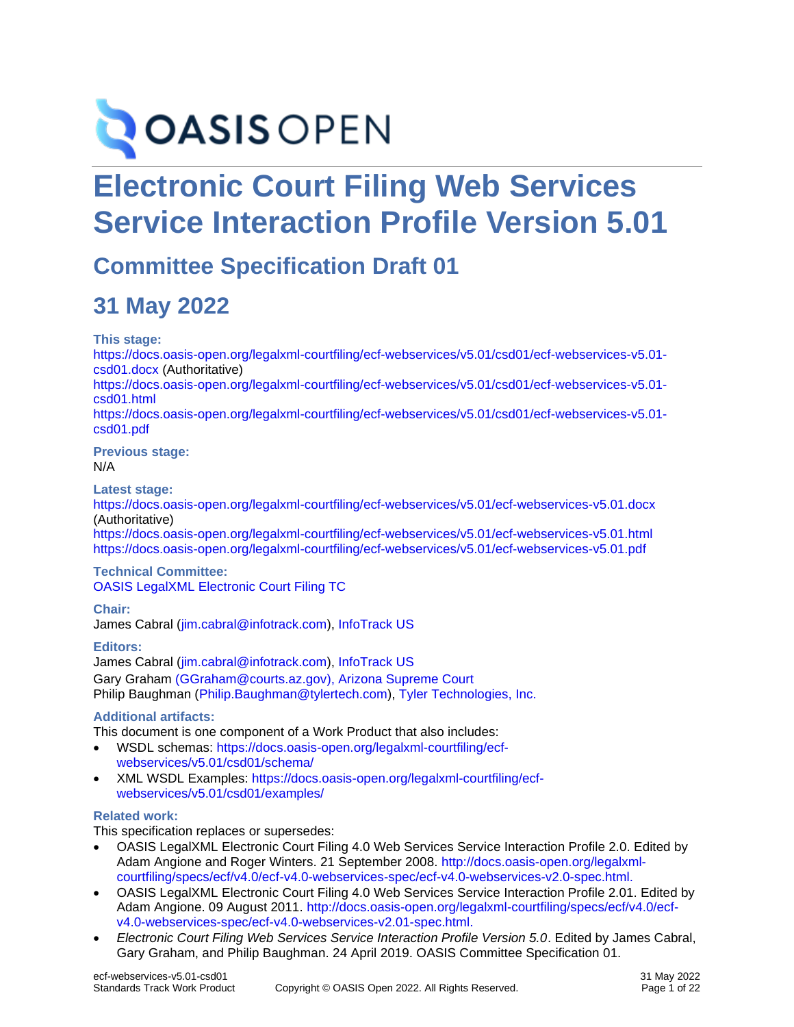# Electronic Court Filing Web Services Service Interaction Profile Version 5.01

## Committee Specification Draft 01

## 31 May 2022

**This stage:**

https://docs.oasis-open.org/legalxml-courtfiling/ecf-webservices/v5.01/csd01/ecf-webservices-v5.01-csd01.docx (Authoritative)
https://docs.oasis-open.org/legalxml-courtfiling/ecf-webservices/v5.01/csd01/ecf-webservices-v5.01-csd01.html
https://docs.oasis-open.org/legalxml-courtfiling/ecf-webservices/v5.01/csd01/ecf-webservices-v5.01-csd01.pdf

**Previous stage:**

N/A

**Latest stage:**

https://docs.oasis-open.org/legalxml-courtfiling/ecf-webservices/v5.01/ecf-webservices-v5.01.docx (Authoritative)
https://docs.oasis-open.org/legalxml-courtfiling/ecf-webservices/v5.01/ecf-webservices-v5.01.html
https://docs.oasis-open.org/legalxml-courtfiling/ecf-webservices/v5.01/ecf-webservices-v5.01.pdf

**Technical Committee:**

OASIS LegalXML Electronic Court Filing TC

**Chair:**

James Cabral (jim.cabral@infotrack.com), InfoTrack US

**Editors:**

James Cabral (jim.cabral@infotrack.com), InfoTrack US
Gary Graham (GGraham@courts.az.gov), Arizona Supreme Court
Philip Baughman (Philip.Baughman@tylertech.com), Tyler Technologies, Inc.

**Additional artifacts:**

This document is one component of a Work Product that also includes:

- WSDL schemas: https://docs.oasis-open.org/legalxml-courtfiling/ecf-webservices/v5.01/csd01/schema/
- XML WSDL Examples: https://docs.oasis-open.org/legalxml-courtfiling/ecf-webservices/v5.01/csd01/examples/

**Related work:**

This specification replaces or supersedes:

- OASIS LegalXML Electronic Court Filing 4.0 Web Services Service Interaction Profile 2.0. Edited by Adam Angione and Roger Winters. 21 September 2008. http://docs.oasis-open.org/legalxml-courtfiling/specs/ecf/v4.0/ecf-v4.0-webservices-spec/ecf-v4.0-webservices-v2.0-spec.html.
- OASIS LegalXML Electronic Court Filing 4.0 Web Services Service Interaction Profile 2.01. Edited by Adam Angione. 09 August 2011. http://docs.oasis-open.org/legalxml-courtfiling/specs/ecf/v4.0/ecf-v4.0-webservices-spec/ecf-v4.0-webservices-v2.01-spec.html.
- *Electronic Court Filing Web Services Service Interaction Profile Version 5.0*. Edited by James Cabral, Gary Graham, and Philip Baughman. 24 April 2019. OASIS Committee Specification 01.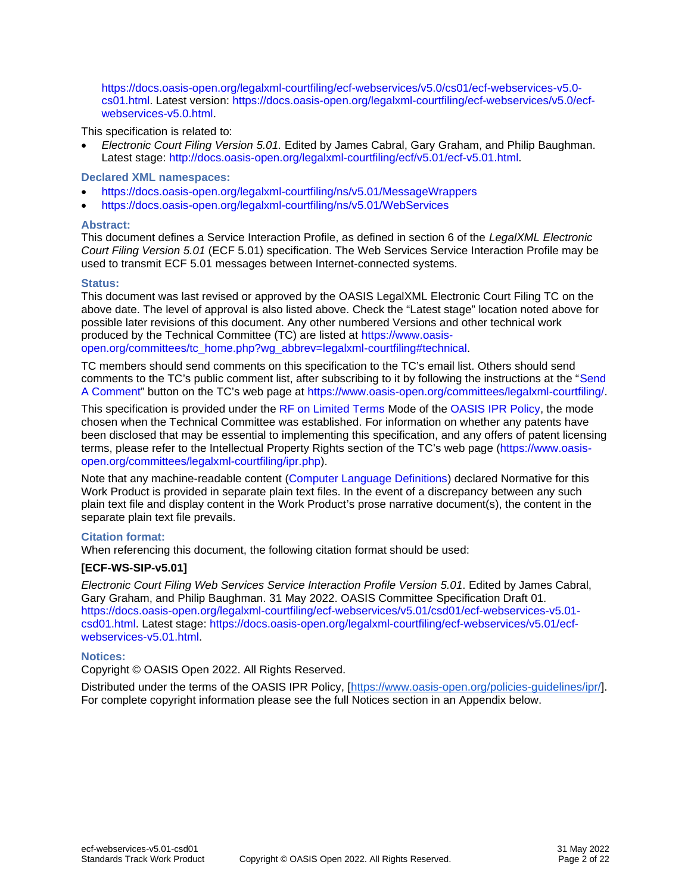https://docs.oasis-open.org/legalxml-courtfiling/ecf-webservices/v5.0/cs01/ecf-webservices-v5.0-cs01.html. Latest version: https://docs.oasis-open.org/legalxml-courtfiling/ecf-webservices/v5.0/ecf-webservices-v5.0.html.

This specification is related to:

- *Electronic Court Filing Version 5.01.* Edited by James Cabral, Gary Graham, and Philip Baughman. Latest stage: http://docs.oasis-open.org/legalxml-courtfiling/ecf/v5.01/ecf-v5.01.html.

**Declared XML namespaces:**

- https://docs.oasis-open.org/legalxml-courtfiling/ns/v5.01/MessageWrappers
- https://docs.oasis-open.org/legalxml-courtfiling/ns/v5.01/WebServices

**Abstract:**

This document defines a Service Interaction Profile, as defined in section 6 of the *LegalXML Electronic Court Filing Version 5.01* (ECF 5.01) specification. The Web Services Service Interaction Profile may be used to transmit ECF 5.01 messages between Internet-connected systems.

**Status:**

This document was last revised or approved by the OASIS LegalXML Electronic Court Filing TC on the above date. The level of approval is also listed above. Check the "Latest stage" location noted above for possible later revisions of this document. Any other numbered Versions and other technical work produced by the Technical Committee (TC) are listed at https://www.oasis-open.org/committees/tc_home.php?wg_abbrev=legalxml-courtfiling#technical.

TC members should send comments on this specification to the TC's email list. Others should send comments to the TC's public comment list, after subscribing to it by following the instructions at the "Send A Comment" button on the TC's web page at https://www.oasis-open.org/committees/legalxml-courtfiling/.

This specification is provided under the RF on Limited Terms Mode of the OASIS IPR Policy, the mode chosen when the Technical Committee was established. For information on whether any patents have been disclosed that may be essential to implementing this specification, and any offers of patent licensing terms, please refer to the Intellectual Property Rights section of the TC's web page (https://www.oasis-open.org/committees/legalxml-courtfiling/ipr.php).

Note that any machine-readable content (Computer Language Definitions) declared Normative for this Work Product is provided in separate plain text files. In the event of a discrepancy between any such plain text file and display content in the Work Product's prose narrative document(s), the content in the separate plain text file prevails.

**Citation format:**

When referencing this document, the following citation format should be used:

**[ECF-WS-SIP-v5.01]**

*Electronic Court Filing Web Services Service Interaction Profile Version 5.01*. Edited by James Cabral, Gary Graham, and Philip Baughman. 31 May 2022. OASIS Committee Specification Draft 01. https://docs.oasis-open.org/legalxml-courtfiling/ecf-webservices/v5.01/csd01/ecf-webservices-v5.01-csd01.html. Latest stage: https://docs.oasis-open.org/legalxml-courtfiling/ecf-webservices/v5.01/ecf-webservices-v5.01.html.

**Notices:**

Copyright © OASIS Open 2022. All Rights Reserved.

Distributed under the terms of the OASIS IPR Policy, [https://www.oasis-open.org/policies-guidelines/ipr/]. For complete copyright information please see the full Notices section in an Appendix below.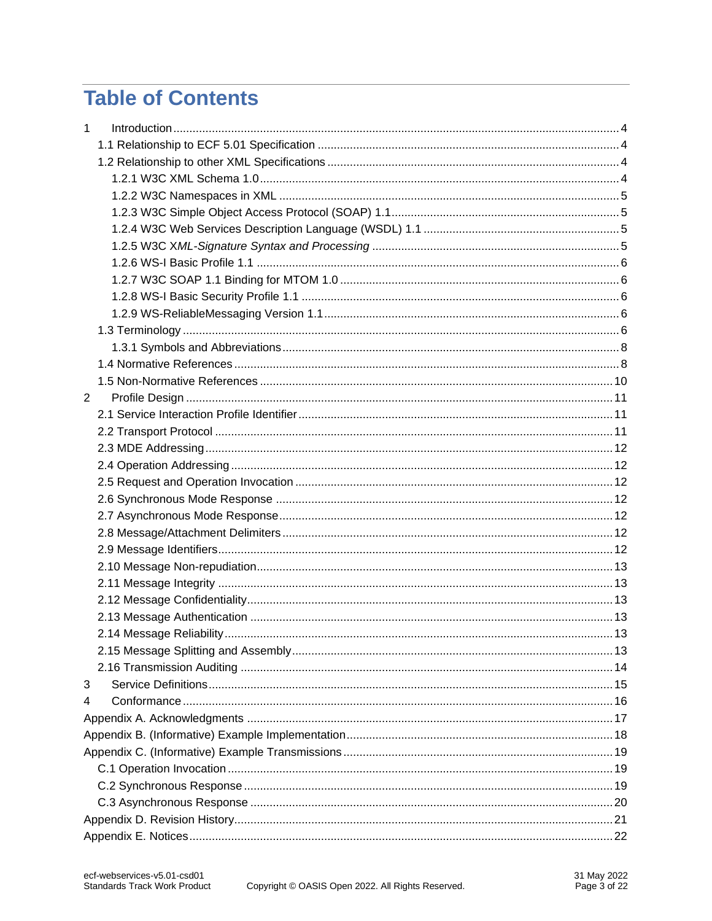# Table of Contents

1 Introduction ..... 4
- 1.1 Relationship to ECF 5.01 Specification ..... 4
- 1.2 Relationship to other XML Specifications ..... 4
  - 1.2.1 W3C XML Schema 1.0 ..... 4
  - 1.2.2 W3C Namespaces in XML ..... 5
  - 1.2.3 W3C Simple Object Access Protocol (SOAP) 1.1 ..... 5
  - 1.2.4 W3C Web Services Description Language (WSDL) 1.1 ..... 5
  - 1.2.5 W3C X*ML-Signature Syntax and Processing* ..... 5
  - 1.2.6 WS-I Basic Profile 1.1 ..... 6
  - 1.2.7 W3C SOAP 1.1 Binding for MTOM 1.0 ..... 6
  - 1.2.8 WS-I Basic Security Profile 1.1 ..... 6
  - 1.2.9 WS-ReliableMessaging Version 1.1 ..... 6
- 1.3 Terminology ..... 6
  - 1.3.1 Symbols and Abbreviations ..... 8
- 1.4 Normative References ..... 8
- 1.5 Non-Normative References ..... 10

2 Profile Design ..... 11
- 2.1 Service Interaction Profile Identifier ..... 11
- 2.2 Transport Protocol ..... 11
- 2.3 MDE Addressing ..... 12
- 2.4 Operation Addressing ..... 12
- 2.5 Request and Operation Invocation ..... 12
- 2.6 Synchronous Mode Response ..... 12
- 2.7 Asynchronous Mode Response ..... 12
- 2.8 Message/Attachment Delimiters ..... 12
- 2.9 Message Identifiers ..... 12
- 2.10 Message Non-repudiation ..... 13
- 2.11 Message Integrity ..... 13
- 2.12 Message Confidentiality ..... 13
- 2.13 Message Authentication ..... 13
- 2.14 Message Reliability ..... 13
- 2.15 Message Splitting and Assembly ..... 13
- 2.16 Transmission Auditing ..... 14

3 Service Definitions ..... 15

4 Conformance ..... 16

Appendix A. Acknowledgments ..... 17

Appendix B. (Informative) Example Implementation ..... 18

Appendix C. (Informative) Example Transmissions ..... 19
- C.1 Operation Invocation ..... 19
- C.2 Synchronous Response ..... 19
- C.3 Asynchronous Response ..... 20

Appendix D. Revision History ..... 21

Appendix E. Notices ..... 22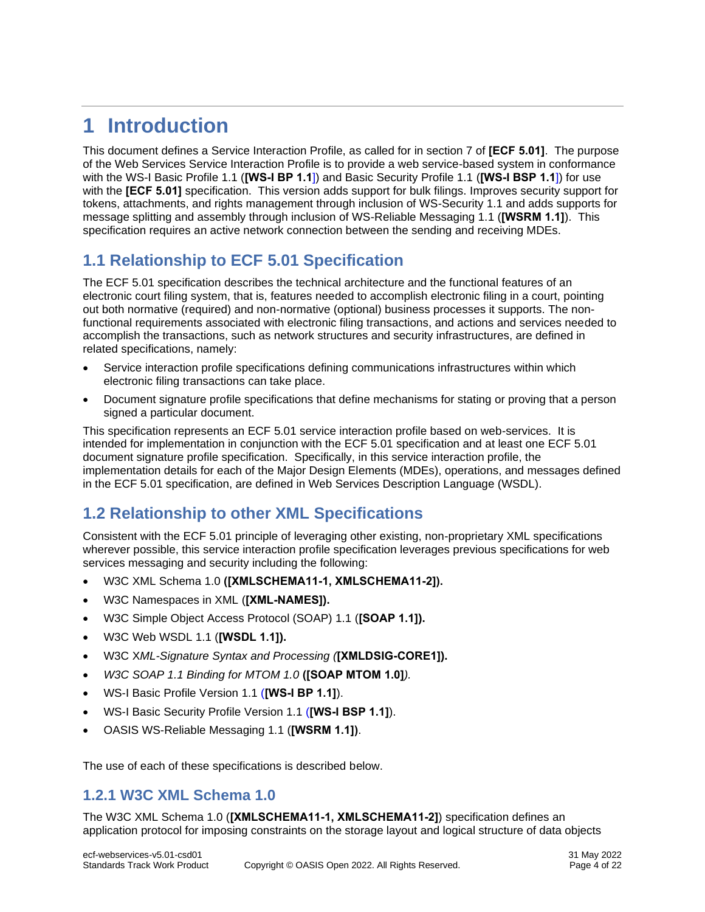# 1 Introduction

This document defines a Service Interaction Profile, as called for in section 7 of **[ECF 5.01]**. The purpose of the Web Services Service Interaction Profile is to provide a web service-based system in conformance with the WS-I Basic Profile 1.1 (**[WS-I BP 1.1]**) and Basic Security Profile 1.1 (**[WS-I BSP 1.1]**) for use with the **[ECF 5.01]** specification. This version adds support for bulk filings. Improves security support for tokens, attachments, and rights management through inclusion of WS-Security 1.1 and adds supports for message splitting and assembly through inclusion of WS-Reliable Messaging 1.1 (**[WSRM 1.1]**). This specification requires an active network connection between the sending and receiving MDEs.

## 1.1 Relationship to ECF 5.01 Specification

The ECF 5.01 specification describes the technical architecture and the functional features of an electronic court filing system, that is, features needed to accomplish electronic filing in a court, pointing out both normative (required) and non-normative (optional) business processes it supports. The non-functional requirements associated with electronic filing transactions, and actions and services needed to accomplish the transactions, such as network structures and security infrastructures, are defined in related specifications, namely:

- Service interaction profile specifications defining communications infrastructures within which electronic filing transactions can take place.
- Document signature profile specifications that define mechanisms for stating or proving that a person signed a particular document.

This specification represents an ECF 5.01 service interaction profile based on web-services. It is intended for implementation in conjunction with the ECF 5.01 specification and at least one ECF 5.01 document signature profile specification. Specifically, in this service interaction profile, the implementation details for each of the Major Design Elements (MDEs), operations, and messages defined in the ECF 5.01 specification, are defined in Web Services Description Language (WSDL).

## 1.2 Relationship to other XML Specifications

Consistent with the ECF 5.01 principle of leveraging other existing, non-proprietary XML specifications wherever possible, this service interaction profile specification leverages previous specifications for web services messaging and security including the following:

- W3C XML Schema 1.0 **([XMLSCHEMA11-1, XMLSCHEMA11-2]).**
- W3C Namespaces in XML (**[XML-NAMES]).**
- W3C Simple Object Access Protocol (SOAP) 1.1 (**[SOAP 1.1]).**
- W3C Web WSDL 1.1 (**[WSDL 1.1]).**
- W3C X*ML-Signature Syntax and Processing (***[XMLDSIG-CORE1]).**
- *W3C SOAP 1.1 Binding for MTOM 1.0* **([SOAP MTOM 1.0]***).*
- WS-I Basic Profile Version 1.1 (**[WS-I BP 1.1]**).
- WS-I Basic Security Profile Version 1.1 (**[WS-I BSP 1.1]**).
- OASIS WS-Reliable Messaging 1.1 (**[WSRM 1.1])**.

The use of each of these specifications is described below.

### 1.2.1 W3C XML Schema 1.0

The W3C XML Schema 1.0 (**[XMLSCHEMA11-1, XMLSCHEMA11-2]**) specification defines an application protocol for imposing constraints on the storage layout and logical structure of data objects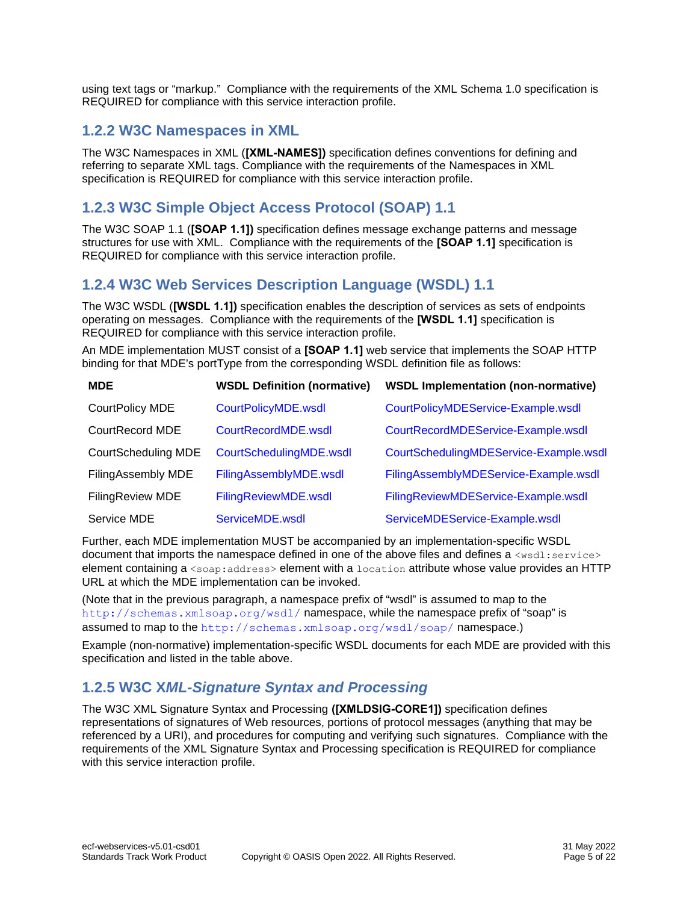using text tags or “markup.” Compliance with the requirements of the XML Schema 1.0 specification is REQUIRED for compliance with this service interaction profile.

### 1.2.2 W3C Namespaces in XML

The W3C Namespaces in XML (**[XML-NAMES])** specification defines conventions for defining and referring to separate XML tags. Compliance with the requirements of the Namespaces in XML specification is REQUIRED for compliance with this service interaction profile.

### 1.2.3 W3C Simple Object Access Protocol (SOAP) 1.1

The W3C SOAP 1.1 (**[SOAP 1.1])** specification defines message exchange patterns and message structures for use with XML. Compliance with the requirements of the **[SOAP 1.1]** specification is REQUIRED for compliance with this service interaction profile.

### 1.2.4 W3C Web Services Description Language (WSDL) 1.1

The W3C WSDL (**[WSDL 1.1])** specification enables the description of services as sets of endpoints operating on messages. Compliance with the requirements of the **[WSDL 1.1]** specification is REQUIRED for compliance with this service interaction profile.

An MDE implementation MUST consist of a **[SOAP 1.1]** web service that implements the SOAP HTTP binding for that MDE’s portType from the corresponding WSDL definition file as follows:

| MDE | WSDL Definition (normative) | WSDL Implementation (non-normative) |
|---|---|---|
| CourtPolicy MDE | CourtPolicyMDE.wsdl | CourtPolicyMDEService-Example.wsdl |
| CourtRecord MDE | CourtRecordMDE.wsdl | CourtRecordMDEService-Example.wsdl |
| CourtScheduling MDE | CourtSchedulingMDE.wsdl | CourtSchedulingMDEService-Example.wsdl |
| FilingAssembly MDE | FilingAssemblyMDE.wsdl | FilingAssemblyMDEService-Example.wsdl |
| FilingReview MDE | FilingReviewMDE.wsdl | FilingReviewMDEService-Example.wsdl |
| Service MDE | ServiceMDE.wsdl | ServiceMDEService-Example.wsdl |

Further, each MDE implementation MUST be accompanied by an implementation-specific WSDL document that imports the namespace defined in one of the above files and defines a `<wsdl:service>` element containing a `<soap:address>` element with a `location` attribute whose value provides an HTTP URL at which the MDE implementation can be invoked.

(Note that in the previous paragraph, a namespace prefix of “wsdl” is assumed to map to the `http://schemas.xmlsoap.org/wsdl/` namespace, while the namespace prefix of “soap” is assumed to map to the `http://schemas.xmlsoap.org/wsdl/soap/` namespace.)

Example (non-normative) implementation-specific WSDL documents for each MDE are provided with this specification and listed in the table above.

### 1.2.5 W3C *XML-Signature Syntax and Processing*

The W3C XML Signature Syntax and Processing **([XMLDSIG-CORE1])** specification defines representations of signatures of Web resources, portions of protocol messages (anything that may be referenced by a URI), and procedures for computing and verifying such signatures. Compliance with the requirements of the XML Signature Syntax and Processing specification is REQUIRED for compliance with this service interaction profile.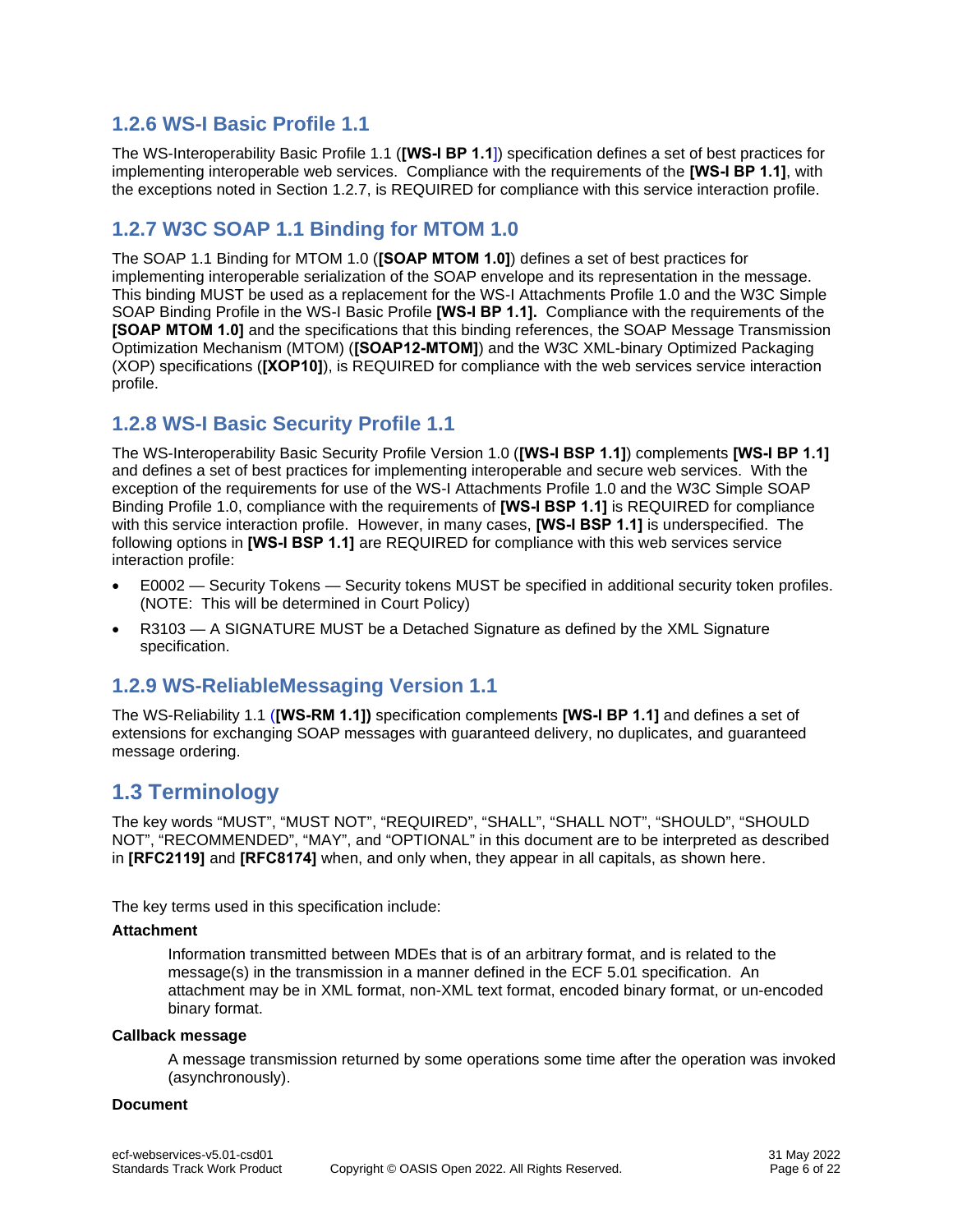### 1.2.6 WS-I Basic Profile 1.1

The WS-Interoperability Basic Profile 1.1 (**[WS-I BP 1.1]**) specification defines a set of best practices for implementing interoperable web services. Compliance with the requirements of the **[WS-I BP 1.1]**, with the exceptions noted in Section 1.2.7, is REQUIRED for compliance with this service interaction profile.

### 1.2.7 W3C SOAP 1.1 Binding for MTOM 1.0

The SOAP 1.1 Binding for MTOM 1.0 (**[SOAP MTOM 1.0]**) defines a set of best practices for implementing interoperable serialization of the SOAP envelope and its representation in the message. This binding MUST be used as a replacement for the WS-I Attachments Profile 1.0 and the W3C Simple SOAP Binding Profile in the WS-I Basic Profile **[WS-I BP 1.1].** Compliance with the requirements of the **[SOAP MTOM 1.0]** and the specifications that this binding references, the SOAP Message Transmission Optimization Mechanism (MTOM) (**[SOAP12-MTOM]**) and the W3C XML-binary Optimized Packaging (XOP) specifications (**[XOP10]**), is REQUIRED for compliance with the web services service interaction profile.

### 1.2.8 WS-I Basic Security Profile 1.1

The WS-Interoperability Basic Security Profile Version 1.0 (**[WS-I BSP 1.1]**) complements **[WS-I BP 1.1]** and defines a set of best practices for implementing interoperable and secure web services. With the exception of the requirements for use of the WS-I Attachments Profile 1.0 and the W3C Simple SOAP Binding Profile 1.0, compliance with the requirements of **[WS-I BSP 1.1]** is REQUIRED for compliance with this service interaction profile. However, in many cases, **[WS-I BSP 1.1]** is underspecified. The following options in **[WS-I BSP 1.1]** are REQUIRED for compliance with this web services service interaction profile:

- E0002 — Security Tokens — Security tokens MUST be specified in additional security token profiles. (NOTE: This will be determined in Court Policy)
- R3103 — A SIGNATURE MUST be a Detached Signature as defined by the XML Signature specification.

### 1.2.9 WS-ReliableMessaging Version 1.1

The WS-Reliability 1.1 (**[WS-RM 1.1])** specification complements **[WS-I BP 1.1]** and defines a set of extensions for exchanging SOAP messages with guaranteed delivery, no duplicates, and guaranteed message ordering.

## 1.3 Terminology

The key words “MUST”, “MUST NOT”, “REQUIRED”, “SHALL”, “SHALL NOT”, “SHOULD”, “SHOULD NOT”, “RECOMMENDED”, “MAY”, and “OPTIONAL” in this document are to be interpreted as described in **[RFC2119]** and **[RFC8174]** when, and only when, they appear in all capitals, as shown here.

The key terms used in this specification include:

**Attachment**

Information transmitted between MDEs that is of an arbitrary format, and is related to the message(s) in the transmission in a manner defined in the ECF 5.01 specification. An attachment may be in XML format, non-XML text format, encoded binary format, or un-encoded binary format.

**Callback message**

A message transmission returned by some operations some time after the operation was invoked (asynchronously).

**Document**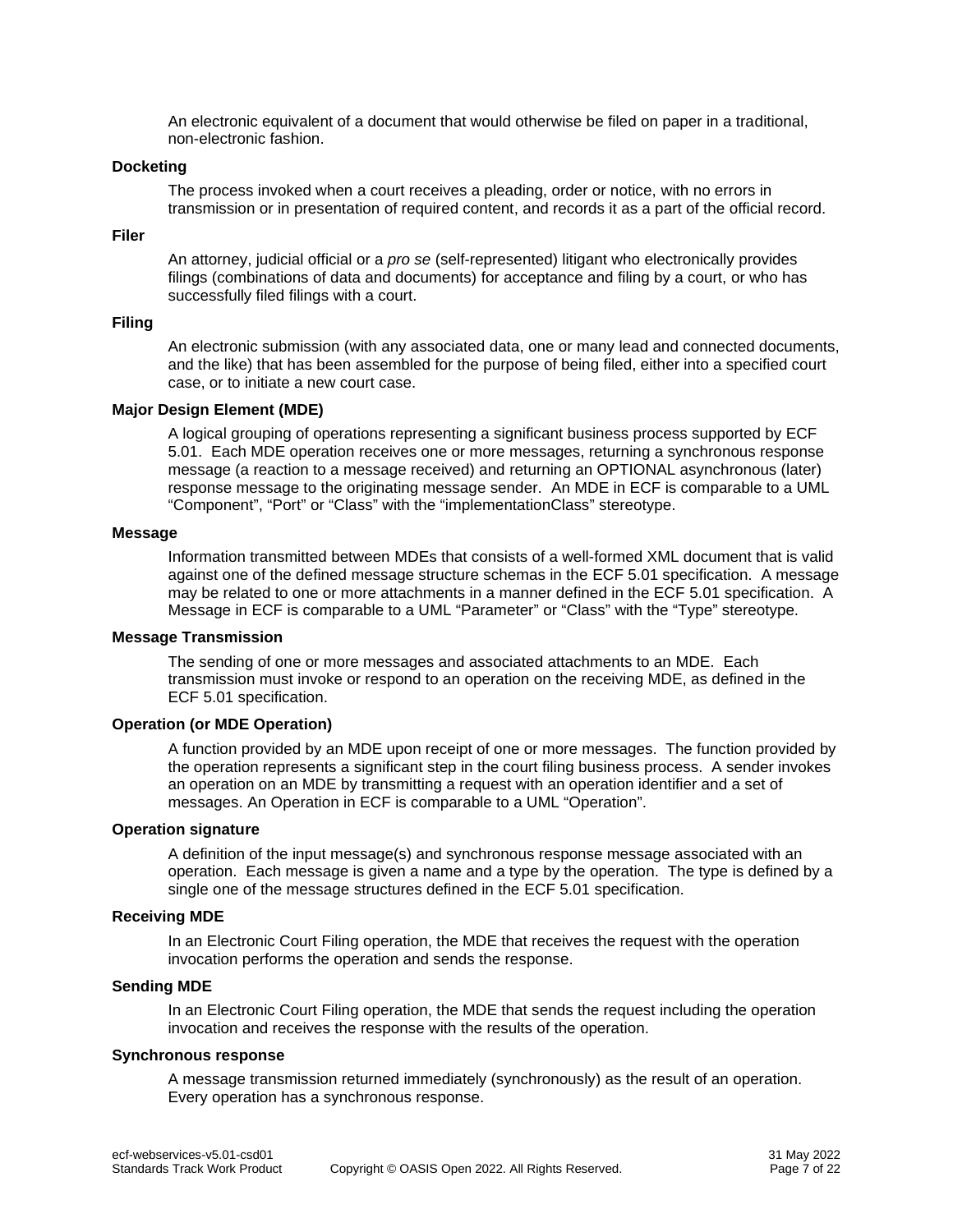An electronic equivalent of a document that would otherwise be filed on paper in a traditional, non-electronic fashion.

**Docketing**

The process invoked when a court receives a pleading, order or notice, with no errors in transmission or in presentation of required content, and records it as a part of the official record.

**Filer**

An attorney, judicial official or a *pro se* (self-represented) litigant who electronically provides filings (combinations of data and documents) for acceptance and filing by a court, or who has successfully filed filings with a court.

**Filing**

An electronic submission (with any associated data, one or many lead and connected documents, and the like) that has been assembled for the purpose of being filed, either into a specified court case, or to initiate a new court case.

**Major Design Element (MDE)**

A logical grouping of operations representing a significant business process supported by ECF 5.01. Each MDE operation receives one or more messages, returning a synchronous response message (a reaction to a message received) and returning an OPTIONAL asynchronous (later) response message to the originating message sender. An MDE in ECF is comparable to a UML "Component", "Port" or "Class" with the "implementationClass" stereotype.

**Message**

Information transmitted between MDEs that consists of a well-formed XML document that is valid against one of the defined message structure schemas in the ECF 5.01 specification. A message may be related to one or more attachments in a manner defined in the ECF 5.01 specification. A Message in ECF is comparable to a UML "Parameter" or "Class" with the "Type" stereotype.

**Message Transmission**

The sending of one or more messages and associated attachments to an MDE. Each transmission must invoke or respond to an operation on the receiving MDE, as defined in the ECF 5.01 specification.

**Operation (or MDE Operation)**

A function provided by an MDE upon receipt of one or more messages. The function provided by the operation represents a significant step in the court filing business process. A sender invokes an operation on an MDE by transmitting a request with an operation identifier and a set of messages. An Operation in ECF is comparable to a UML "Operation".

**Operation signature**

A definition of the input message(s) and synchronous response message associated with an operation. Each message is given a name and a type by the operation. The type is defined by a single one of the message structures defined in the ECF 5.01 specification.

**Receiving MDE**

In an Electronic Court Filing operation, the MDE that receives the request with the operation invocation performs the operation and sends the response.

**Sending MDE**

In an Electronic Court Filing operation, the MDE that sends the request including the operation invocation and receives the response with the results of the operation.

**Synchronous response**

A message transmission returned immediately (synchronously) as the result of an operation. Every operation has a synchronous response.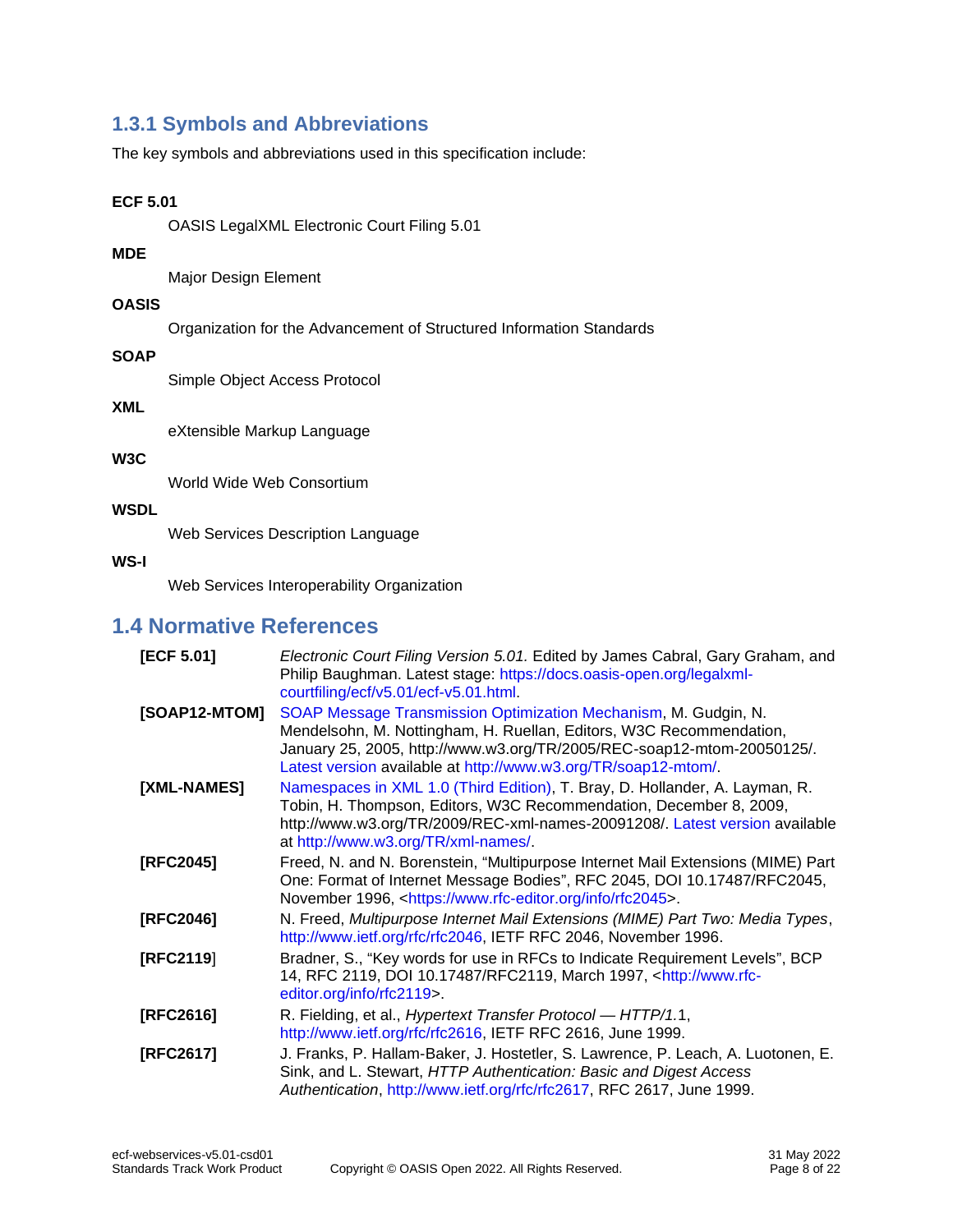### 1.3.1 Symbols and Abbreviations

The key symbols and abbreviations used in this specification include:

**ECF 5.01**

OASIS LegalXML Electronic Court Filing 5.01

**MDE**

Major Design Element

**OASIS**

Organization for the Advancement of Structured Information Standards

**SOAP**

Simple Object Access Protocol

**XML**

eXtensible Markup Language

**W3C**

World Wide Web Consortium

**WSDL**

Web Services Description Language

**WS-I**

Web Services Interoperability Organization

## 1.4 Normative References

**[ECF 5.01]** *Electronic Court Filing Version 5.01.* Edited by James Cabral, Gary Graham, and Philip Baughman. Latest stage: https://docs.oasis-open.org/legalxml-courtfiling/ecf/v5.01/ecf-v5.01.html.

**[SOAP12-MTOM]** SOAP Message Transmission Optimization Mechanism, M. Gudgin, N. Mendelsohn, M. Nottingham, H. Ruellan, Editors, W3C Recommendation, January 25, 2005, http://www.w3.org/TR/2005/REC-soap12-mtom-20050125/. Latest version available at http://www.w3.org/TR/soap12-mtom/.

**[XML-NAMES]** Namespaces in XML 1.0 (Third Edition), T. Bray, D. Hollander, A. Layman, R. Tobin, H. Thompson, Editors, W3C Recommendation, December 8, 2009, http://www.w3.org/TR/2009/REC-xml-names-20091208/. Latest version available at http://www.w3.org/TR/xml-names/.

**[RFC2045]** Freed, N. and N. Borenstein, "Multipurpose Internet Mail Extensions (MIME) Part One: Format of Internet Message Bodies", RFC 2045, DOI 10.17487/RFC2045, November 1996, <https://www.rfc-editor.org/info/rfc2045>.

**[RFC2046]** N. Freed, *Multipurpose Internet Mail Extensions (MIME) Part Two: Media Types*, http://www.ietf.org/rfc/rfc2046, IETF RFC 2046, November 1996.

**[RFC2119]** Bradner, S., "Key words for use in RFCs to Indicate Requirement Levels", BCP 14, RFC 2119, DOI 10.17487/RFC2119, March 1997, <http://www.rfc-editor.org/info/rfc2119>.

**[RFC2616]** R. Fielding, et al., *Hypertext Transfer Protocol — HTTP/1.*1, http://www.ietf.org/rfc/rfc2616, IETF RFC 2616, June 1999.

**[RFC2617]** J. Franks, P. Hallam-Baker, J. Hostetler, S. Lawrence, P. Leach, A. Luotonen, E. Sink, and L. Stewart, *HTTP Authentication: Basic and Digest Access Authentication*, http://www.ietf.org/rfc/rfc2617, RFC 2617, June 1999.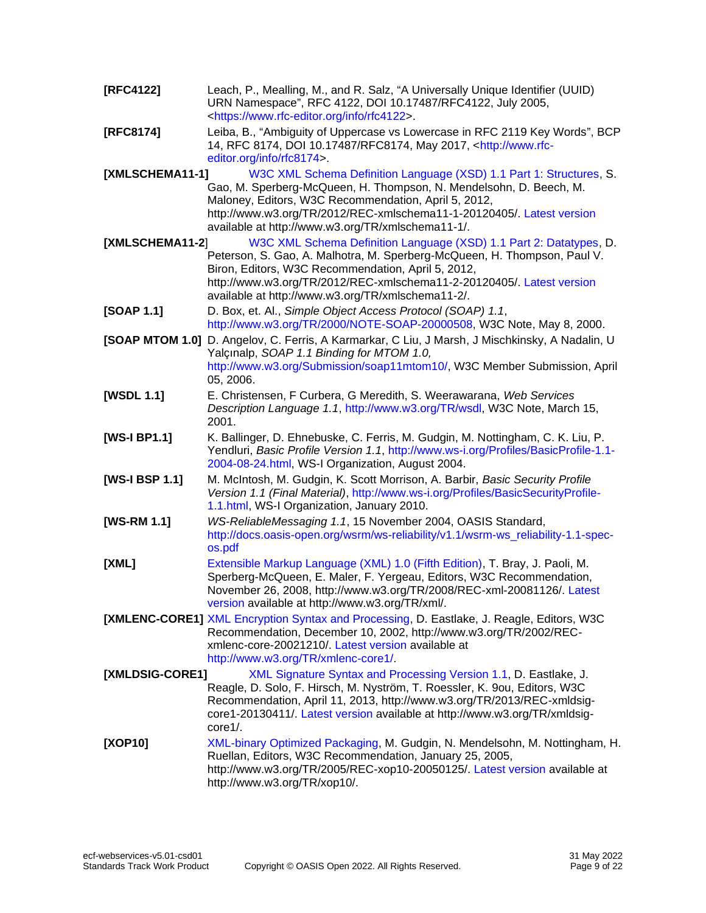**[RFC4122]** Leach, P., Mealling, M., and R. Salz, “A Universally Unique Identifier (UUID) URN Namespace”, RFC 4122, DOI 10.17487/RFC4122, July 2005, <https://www.rfc-editor.org/info/rfc4122>.

**[RFC8174]** Leiba, B., “Ambiguity of Uppercase vs Lowercase in RFC 2119 Key Words”, BCP 14, RFC 8174, DOI 10.17487/RFC8174, May 2017, <http://www.rfc-editor.org/info/rfc8174>.

**[XMLSCHEMA11-1]** W3C XML Schema Definition Language (XSD) 1.1 Part 1: Structures, S. Gao, M. Sperberg-McQueen, H. Thompson, N. Mendelsohn, D. Beech, M. Maloney, Editors, W3C Recommendation, April 5, 2012, http://www.w3.org/TR/2012/REC-xmlschema11-1-20120405/. Latest version available at http://www.w3.org/TR/xmlschema11-1/.

**[XMLSCHEMA11-2]** W3C XML Schema Definition Language (XSD) 1.1 Part 2: Datatypes, D. Peterson, S. Gao, A. Malhotra, M. Sperberg-McQueen, H. Thompson, Paul V. Biron, Editors, W3C Recommendation, April 5, 2012, http://www.w3.org/TR/2012/REC-xmlschema11-2-20120405/. Latest version available at http://www.w3.org/TR/xmlschema11-2/.

**[SOAP 1.1]** D. Box, et. Al., *Simple Object Access Protocol (SOAP) 1.1*, http://www.w3.org/TR/2000/NOTE-SOAP-20000508, W3C Note, May 8, 2000.

**[SOAP MTOM 1.0]** D. Angelov, C. Ferris, A Karmarkar, C Liu, J Marsh, J Mischkinsky, A Nadalin, U Yalçınalp, *SOAP 1.1 Binding for MTOM 1.0,* http://www.w3.org/Submission/soap11mtom10/, W3C Member Submission, April 05, 2006.

**[WSDL 1.1]** E. Christensen, F Curbera, G Meredith, S. Weerawarana, *Web Services Description Language 1.1*, http://www.w3.org/TR/wsdl, W3C Note, March 15, 2001.

**[WS-I BP1.1]** K. Ballinger, D. Ehnebuske, C. Ferris, M. Gudgin, M. Nottingham, C. K. Liu, P. Yendluri, *Basic Profile Version 1.1*, http://www.ws-i.org/Profiles/BasicProfile-1.1-2004-08-24.html, WS-I Organization, August 2004.

**[WS-I BSP 1.1]** M. McIntosh, M. Gudgin, K. Scott Morrison, A. Barbir, *Basic Security Profile Version 1.1 (Final Material)*, http://www.ws-i.org/Profiles/BasicSecurityProfile-1.1.html, WS-I Organization, January 2010.

**[WS-RM 1.1]** *WS-ReliableMessaging 1.1*, 15 November 2004, OASIS Standard, http://docs.oasis-open.org/wsrm/ws-reliability/v1.1/wsrm-ws_reliability-1.1-spec-os.pdf

**[XML]** Extensible Markup Language (XML) 1.0 (Fifth Edition), T. Bray, J. Paoli, M. Sperberg-McQueen, E. Maler, F. Yergeau, Editors, W3C Recommendation, November 26, 2008, http://www.w3.org/TR/2008/REC-xml-20081126/. Latest version available at http://www.w3.org/TR/xml/.

**[XMLENC-CORE1]** XML Encryption Syntax and Processing, D. Eastlake, J. Reagle, Editors, W3C Recommendation, December 10, 2002, http://www.w3.org/TR/2002/REC-xmlenc-core-20021210/. Latest version available at http://www.w3.org/TR/xmlenc-core1/.

**[XMLDSIG-CORE1]** XML Signature Syntax and Processing Version 1.1, D. Eastlake, J. Reagle, D. Solo, F. Hirsch, M. Nyström, T. Roessler, K. 9ou, Editors, W3C Recommendation, April 11, 2013, http://www.w3.org/TR/2013/REC-xmldsig-core1-20130411/. Latest version available at http://www.w3.org/TR/xmldsig-core1/.

**[XOP10]** XML-binary Optimized Packaging, M. Gudgin, N. Mendelsohn, M. Nottingham, H. Ruellan, Editors, W3C Recommendation, January 25, 2005, http://www.w3.org/TR/2005/REC-xop10-20050125/. Latest version available at http://www.w3.org/TR/xop10/.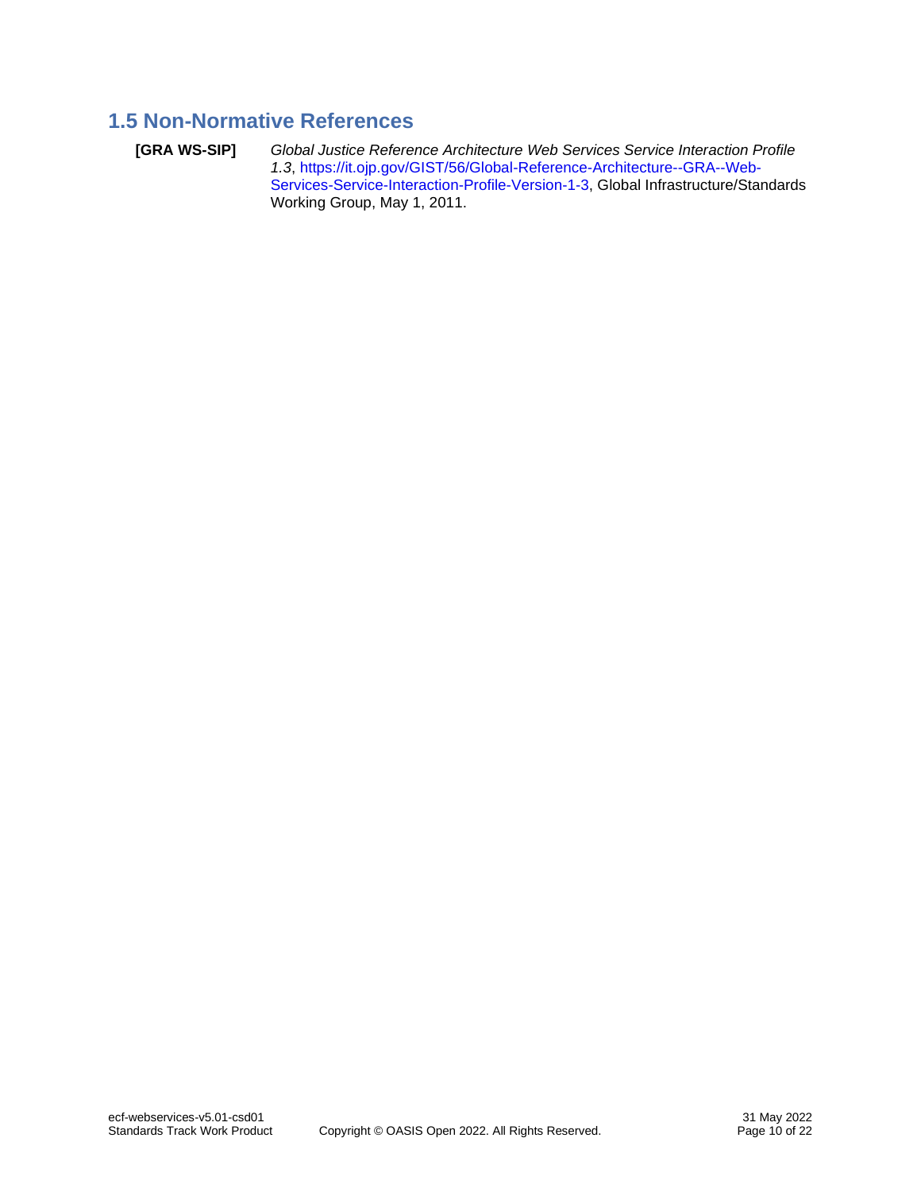## 1.5 Non-Normative References

**[GRA WS-SIP]** *Global Justice Reference Architecture Web Services Service Interaction Profile 1.3*, https://it.ojp.gov/GIST/56/Global-Reference-Architecture--GRA--Web-Services-Service-Interaction-Profile-Version-1-3, Global Infrastructure/Standards Working Group, May 1, 2011.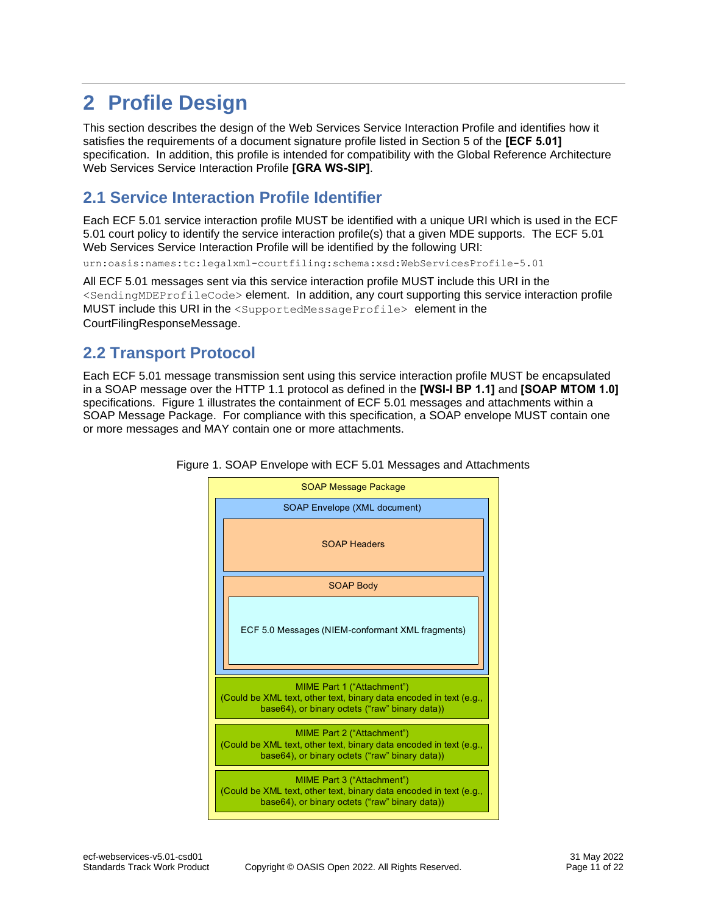# 2 Profile Design

This section describes the design of the Web Services Service Interaction Profile and identifies how it satisfies the requirements of a document signature profile listed in Section 5 of the **[ECF 5.01]** specification. In addition, this profile is intended for compatibility with the Global Reference Architecture Web Services Service Interaction Profile **[GRA WS-SIP]**.

## 2.1 Service Interaction Profile Identifier

Each ECF 5.01 service interaction profile MUST be identified with a unique URI which is used in the ECF 5.01 court policy to identify the service interaction profile(s) that a given MDE supports. The ECF 5.01 Web Services Service Interaction Profile will be identified by the following URI:

`urn:oasis:names:tc:legalxml-courtfiling:schema:xsd:WebServicesProfile-5.01`

All ECF 5.01 messages sent via this service interaction profile MUST include this URI in the `<SendingMDEProfileCode>` element. In addition, any court supporting this service interaction profile MUST include this URI in the `<SupportedMessageProfile>` element in the CourtFilingResponseMessage.

## 2.2 Transport Protocol

Each ECF 5.01 message transmission sent using this service interaction profile MUST be encapsulated in a SOAP message over the HTTP 1.1 protocol as defined in the **[WSI-I BP 1.1]** and **[SOAP MTOM 1.0]** specifications. Figure 1 illustrates the containment of ECF 5.01 messages and attachments within a SOAP Message Package. For compliance with this specification, a SOAP envelope MUST contain one or more messages and MAY contain one or more attachments.

Figure 1. SOAP Envelope with ECF 5.01 Messages and Attachments

- SOAP Message Package
  - SOAP Envelope (XML document)
    - SOAP Headers
    - SOAP Body
      - ECF 5.0 Messages (NIEM-conformant XML fragments)
  - MIME Part 1 ("Attachment") (Could be XML text, other text, binary data encoded in text (e.g., base64), or binary octets ("raw" binary data))
  - MIME Part 2 ("Attachment") (Could be XML text, other text, binary data encoded in text (e.g., base64), or binary octets ("raw" binary data))
  - MIME Part 3 ("Attachment") (Could be XML text, other text, binary data encoded in text (e.g., base64), or binary octets ("raw" binary data))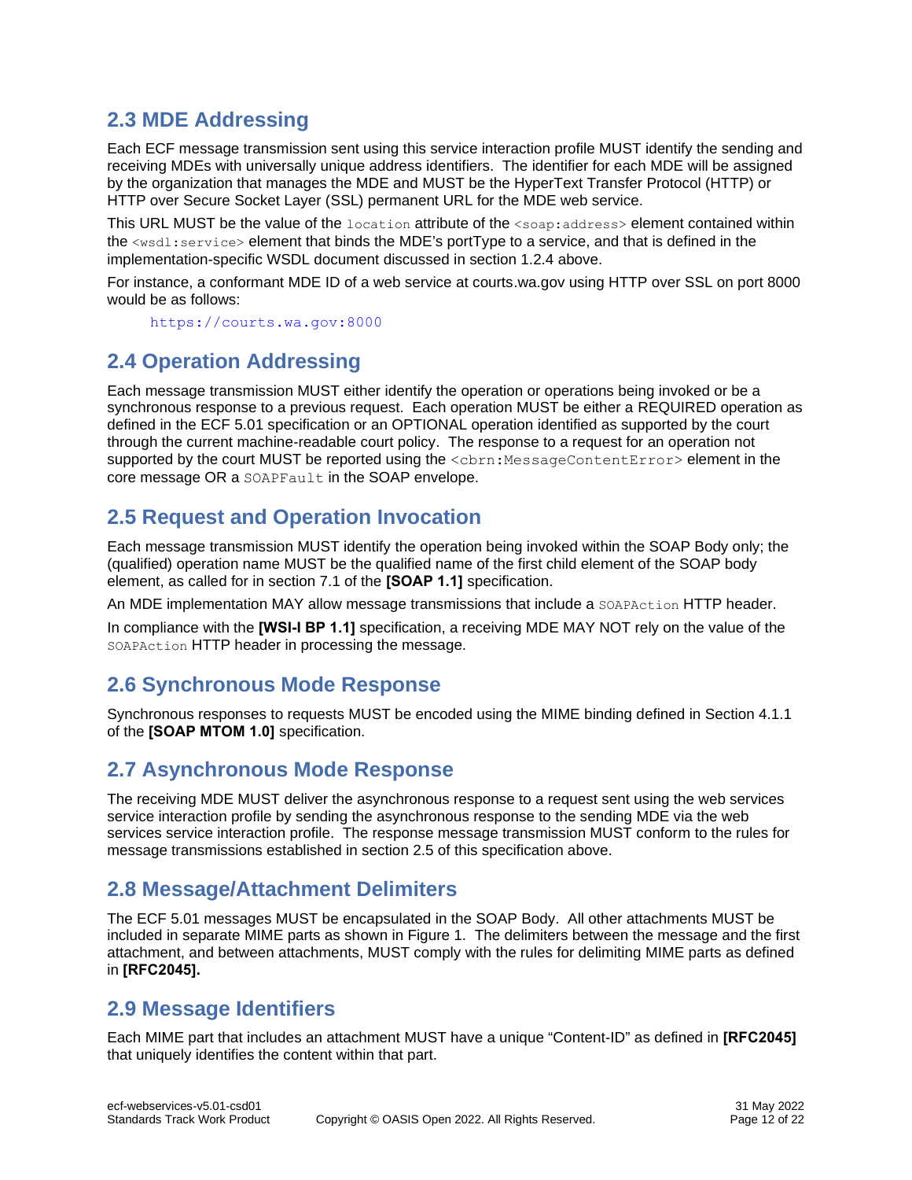## 2.3 MDE Addressing

Each ECF message transmission sent using this service interaction profile MUST identify the sending and receiving MDEs with universally unique address identifiers. The identifier for each MDE will be assigned by the organization that manages the MDE and MUST be the HyperText Transfer Protocol (HTTP) or HTTP over Secure Socket Layer (SSL) permanent URL for the MDE web service.

This URL MUST be the value of the `location` attribute of the `<soap:address>` element contained within the `<wsdl:service>` element that binds the MDE's portType to a service, and that is defined in the implementation-specific WSDL document discussed in section 1.2.4 above.

For instance, a conformant MDE ID of a web service at courts.wa.gov using HTTP over SSL on port 8000 would be as follows:

```
https://courts.wa.gov:8000
```

## 2.4 Operation Addressing

Each message transmission MUST either identify the operation or operations being invoked or be a synchronous response to a previous request. Each operation MUST be either a REQUIRED operation as defined in the ECF 5.01 specification or an OPTIONAL operation identified as supported by the court through the current machine-readable court policy. The response to a request for an operation not supported by the court MUST be reported using the `<cbrn:MessageContentError>` element in the core message OR a `SOAPFault` in the SOAP envelope.

## 2.5 Request and Operation Invocation

Each message transmission MUST identify the operation being invoked within the SOAP Body only; the (qualified) operation name MUST be the qualified name of the first child element of the SOAP body element, as called for in section 7.1 of the **[SOAP 1.1]** specification.

An MDE implementation MAY allow message transmissions that include a `SOAPAction` HTTP header.

In compliance with the **[WSI-I BP 1.1]** specification, a receiving MDE MAY NOT rely on the value of the `SOAPAction` HTTP header in processing the message.

## 2.6 Synchronous Mode Response

Synchronous responses to requests MUST be encoded using the MIME binding defined in Section 4.1.1 of the **[SOAP MTOM 1.0]** specification.

## 2.7 Asynchronous Mode Response

The receiving MDE MUST deliver the asynchronous response to a request sent using the web services service interaction profile by sending the asynchronous response to the sending MDE via the web services service interaction profile. The response message transmission MUST conform to the rules for message transmissions established in section 2.5 of this specification above.

## 2.8 Message/Attachment Delimiters

The ECF 5.01 messages MUST be encapsulated in the SOAP Body. All other attachments MUST be included in separate MIME parts as shown in Figure 1. The delimiters between the message and the first attachment, and between attachments, MUST comply with the rules for delimiting MIME parts as defined in **[RFC2045].**

## 2.9 Message Identifiers

Each MIME part that includes an attachment MUST have a unique "Content-ID" as defined in **[RFC2045]** that uniquely identifies the content within that part.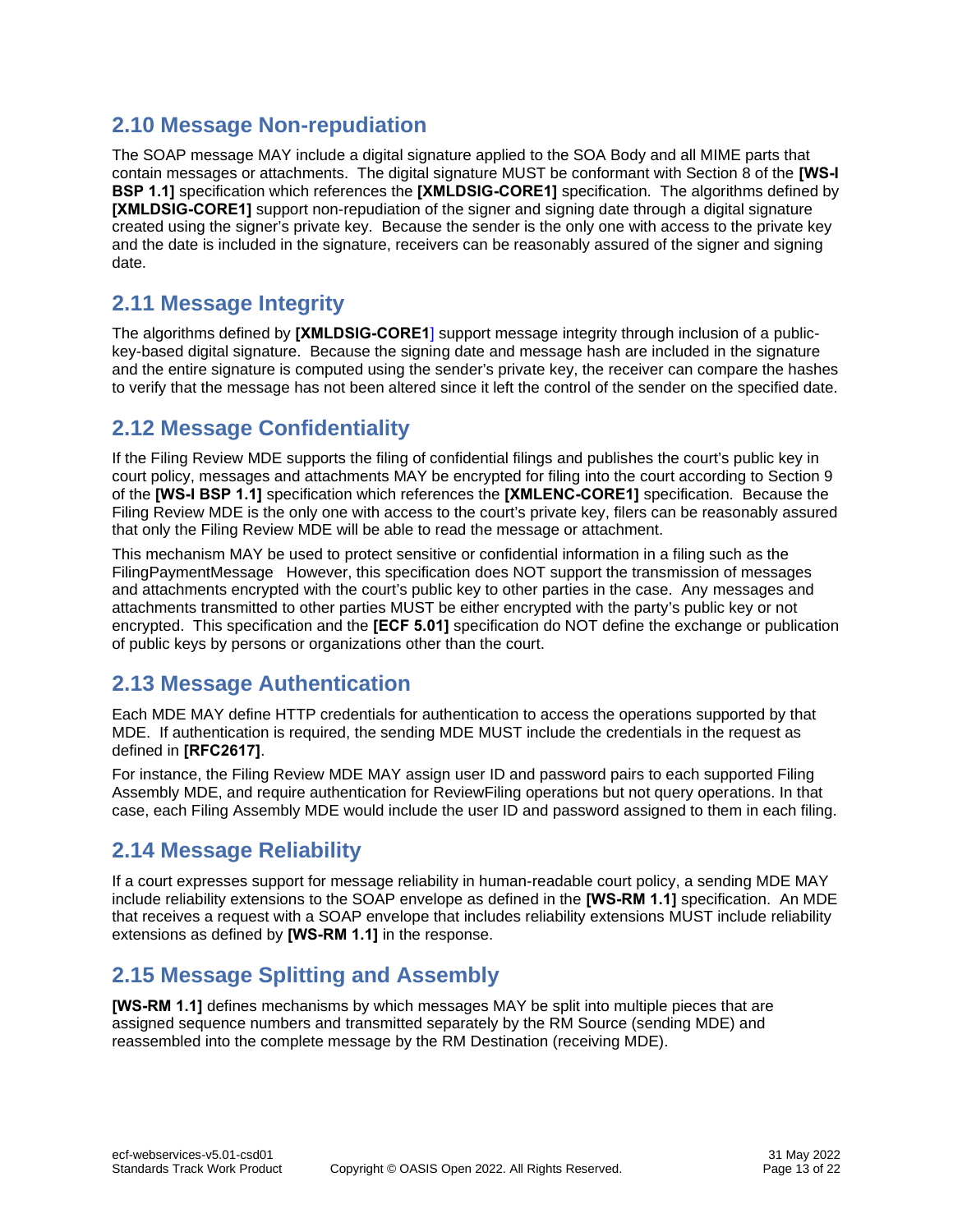## 2.10 Message Non-repudiation

The SOAP message MAY include a digital signature applied to the SOA Body and all MIME parts that contain messages or attachments. The digital signature MUST be conformant with Section 8 of the **[WS-I BSP 1.1]** specification which references the **[XMLDSIG-CORE1]** specification. The algorithms defined by **[XMLDSIG-CORE1]** support non-repudiation of the signer and signing date through a digital signature created using the signer's private key. Because the sender is the only one with access to the private key and the date is included in the signature, receivers can be reasonably assured of the signer and signing date.

## 2.11 Message Integrity

The algorithms defined by **[XMLDSIG-CORE1]** support message integrity through inclusion of a public-key-based digital signature. Because the signing date and message hash are included in the signature and the entire signature is computed using the sender's private key, the receiver can compare the hashes to verify that the message has not been altered since it left the control of the sender on the specified date.

## 2.12 Message Confidentiality

If the Filing Review MDE supports the filing of confidential filings and publishes the court's public key in court policy, messages and attachments MAY be encrypted for filing into the court according to Section 9 of the **[WS-I BSP 1.1]** specification which references the **[XMLENC-CORE1]** specification. Because the Filing Review MDE is the only one with access to the court's private key, filers can be reasonably assured that only the Filing Review MDE will be able to read the message or attachment.

This mechanism MAY be used to protect sensitive or confidential information in a filing such as the FilingPaymentMessage However, this specification does NOT support the transmission of messages and attachments encrypted with the court's public key to other parties in the case. Any messages and attachments transmitted to other parties MUST be either encrypted with the party's public key or not encrypted. This specification and the **[ECF 5.01]** specification do NOT define the exchange or publication of public keys by persons or organizations other than the court.

## 2.13 Message Authentication

Each MDE MAY define HTTP credentials for authentication to access the operations supported by that MDE. If authentication is required, the sending MDE MUST include the credentials in the request as defined in **[RFC2617]**.

For instance, the Filing Review MDE MAY assign user ID and password pairs to each supported Filing Assembly MDE, and require authentication for ReviewFiling operations but not query operations. In that case, each Filing Assembly MDE would include the user ID and password assigned to them in each filing.

## 2.14 Message Reliability

If a court expresses support for message reliability in human-readable court policy, a sending MDE MAY include reliability extensions to the SOAP envelope as defined in the **[WS-RM 1.1]** specification. An MDE that receives a request with a SOAP envelope that includes reliability extensions MUST include reliability extensions as defined by **[WS-RM 1.1]** in the response.

## 2.15 Message Splitting and Assembly

**[WS-RM 1.1]** defines mechanisms by which messages MAY be split into multiple pieces that are assigned sequence numbers and transmitted separately by the RM Source (sending MDE) and reassembled into the complete message by the RM Destination (receiving MDE).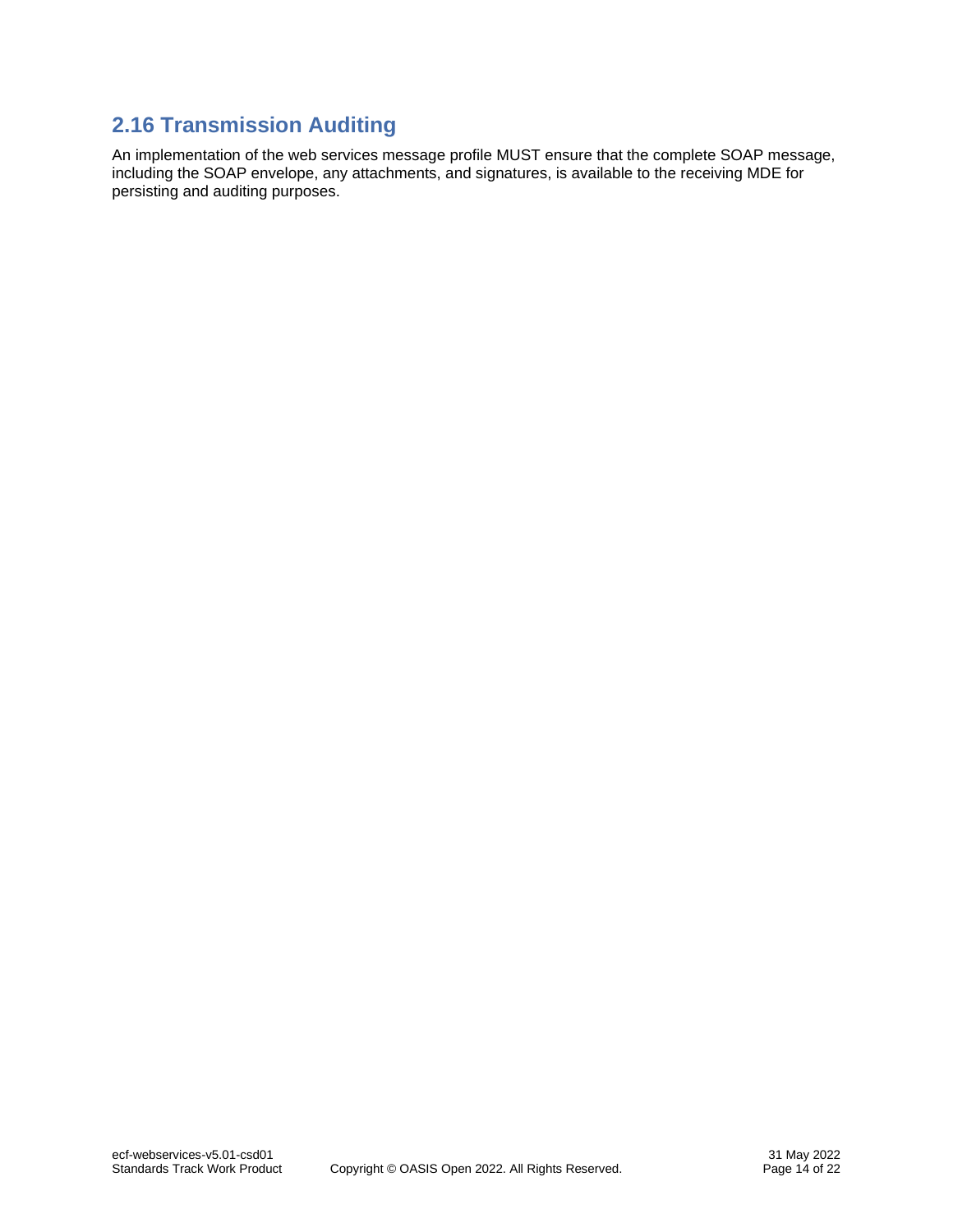## 2.16 Transmission Auditing

An implementation of the web services message profile MUST ensure that the complete SOAP message, including the SOAP envelope, any attachments, and signatures, is available to the receiving MDE for persisting and auditing purposes.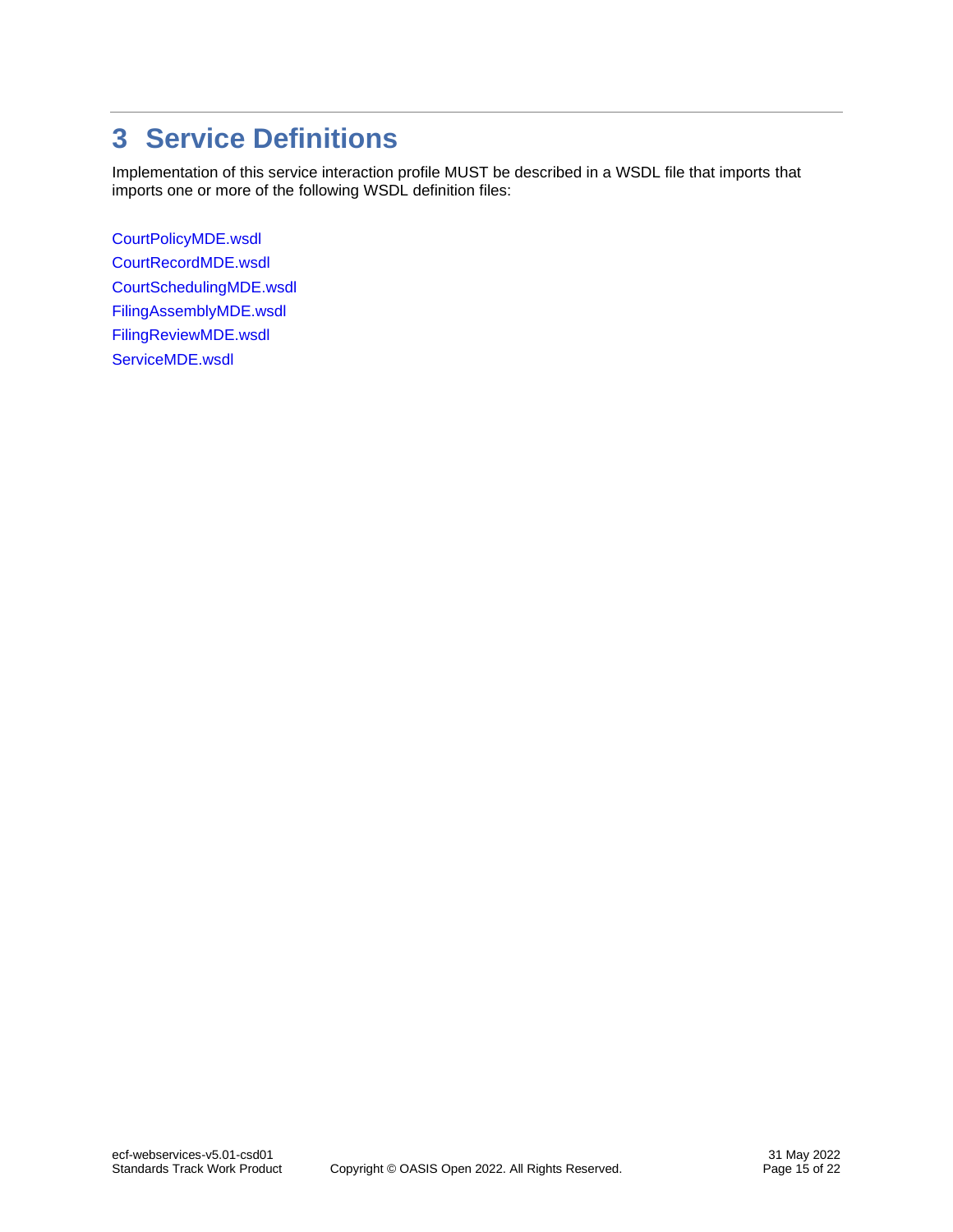# 3 Service Definitions

Implementation of this service interaction profile MUST be described in a WSDL file that imports that imports one or more of the following WSDL definition files:

CourtPolicyMDE.wsdl
CourtRecordMDE.wsdl
CourtSchedulingMDE.wsdl
FilingAssemblyMDE.wsdl
FilingReviewMDE.wsdl
ServiceMDE.wsdl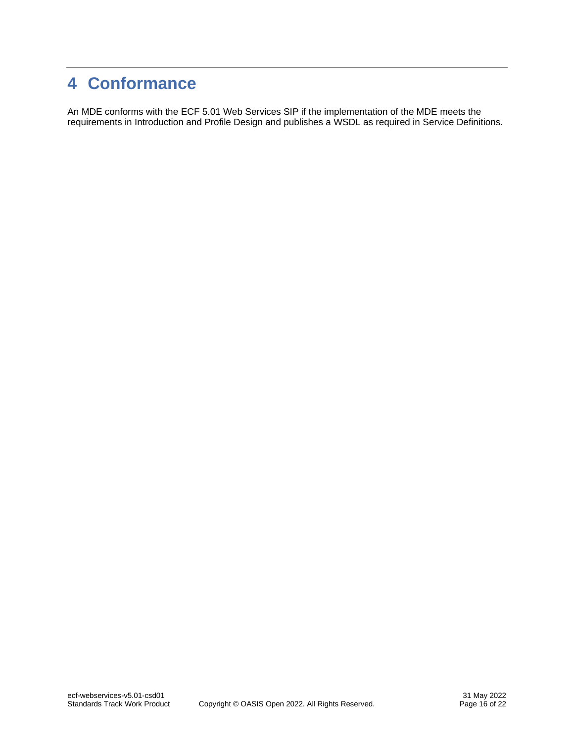# 4 Conformance

An MDE conforms with the ECF 5.01 Web Services SIP if the implementation of the MDE meets the requirements in Introduction and Profile Design and publishes a WSDL as required in Service Definitions.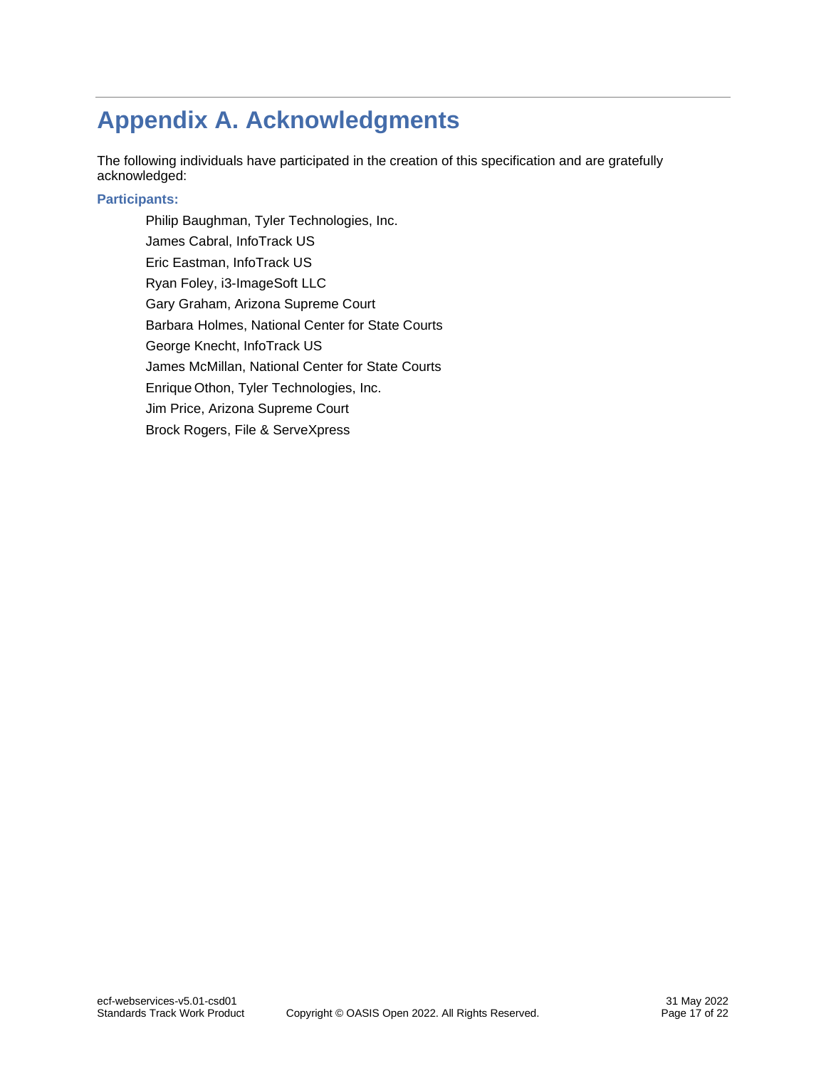# Appendix A. Acknowledgments

The following individuals have participated in the creation of this specification and are gratefully acknowledged:

**Participants:**

Philip Baughman, Tyler Technologies, Inc.  
James Cabral, InfoTrack US  
Eric Eastman, InfoTrack US  
Ryan Foley, i3-ImageSoft LLC  
Gary Graham, Arizona Supreme Court  
Barbara Holmes, National Center for State Courts  
George Knecht, InfoTrack US  
James McMillan, National Center for State Courts  
Enrique Othon, Tyler Technologies, Inc.  
Jim Price, Arizona Supreme Court  
Brock Rogers, File & ServeXpress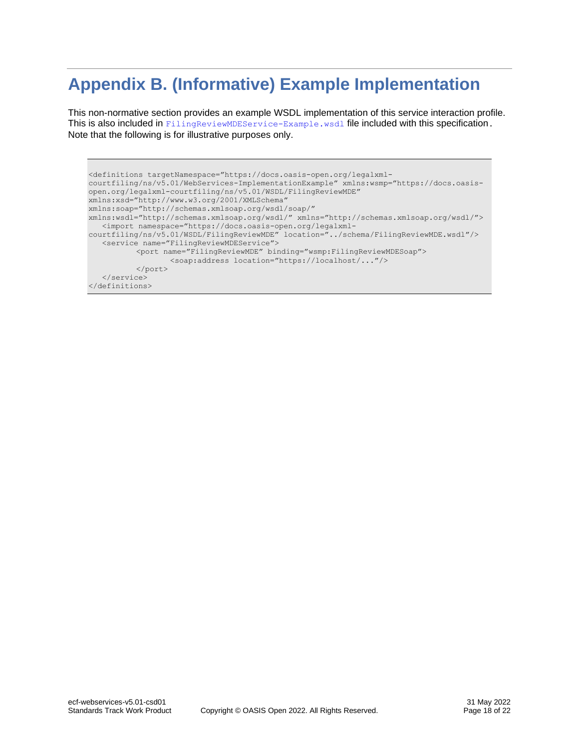# Appendix B. (Informative) Example Implementation

This non-normative section provides an example WSDL implementation of this service interaction profile. This is also included in `FilingReviewMDEService-Example.wsdl` file included with this specification. Note that the following is for illustrative purposes only.

```
<definitions targetNamespace="https://docs.oasis-open.org/legalxml-courtfiling/ns/v5.01/WebServices-ImplementationExample" xmlns:wsmp="https://docs.oasis-open.org/legalxml-courtfiling/ns/v5.01/WSDL/FilingReviewMDE"
xmlns:xsd="http://www.w3.org/2001/XMLSchema"
xmlns:soap="http://schemas.xmlsoap.org/wsdl/soap/"
xmlns:wsdl="http://schemas.xmlsoap.org/wsdl/" xmlns="http://schemas.xmlsoap.org/wsdl/">
   <import namespace="https://docs.oasis-open.org/legalxml-courtfiling/ns/v5.01/WSDL/FilingReviewMDE" location="../schema/FilingReviewMDE.wsdl"/>
   <service name="FilingReviewMDEService">
           <port name="FilingReviewMDE" binding="wsmp:FilingReviewMDESoap">
                   <soap:address location="https://localhost/..."/>
           </port>
   </service>
</definitions>
```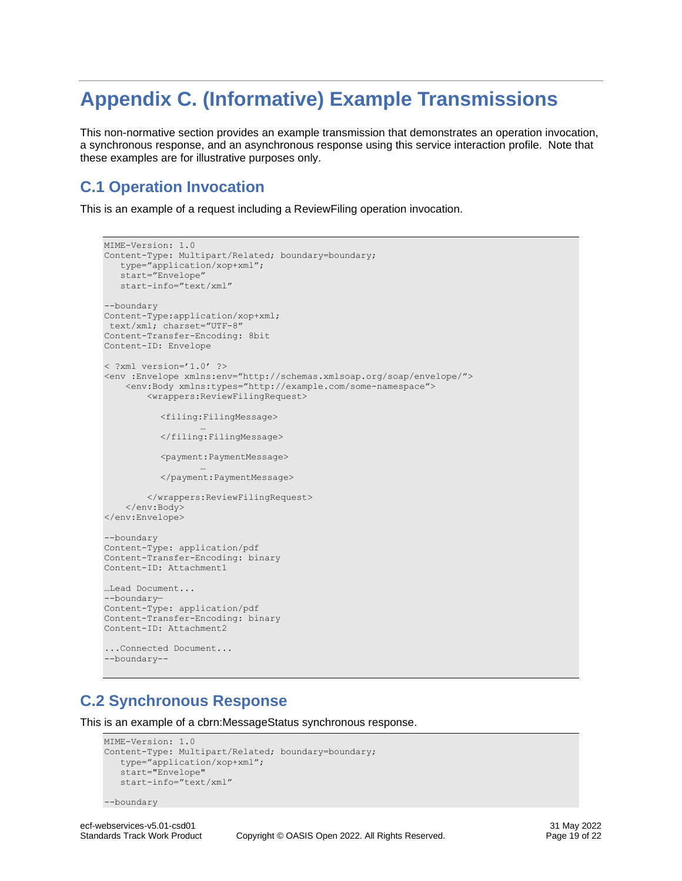# Appendix C. (Informative) Example Transmissions

This non-normative section provides an example transmission that demonstrates an operation invocation, a synchronous response, and an asynchronous response using this service interaction profile. Note that these examples are for illustrative purposes only.

## C.1 Operation Invocation

This is an example of a request including a ReviewFiling operation invocation.

```
MIME-Version: 1.0
Content-Type: Multipart/Related; boundary=boundary;
   type="application/xop+xml";
   start="Envelope"
   start-info="text/xml"

--boundary
Content-Type:application/xop+xml;
 text/xml; charset="UTF-8"
Content-Transfer-Encoding: 8bit
Content-ID: Envelope

< ?xml version='1.0' ?>
<env :Envelope xmlns:env="http://schemas.xmlsoap.org/soap/envelope/">
    <env:Body xmlns:types="http://example.com/some-namespace">
        <wrappers:ReviewFilingRequest>

          <filing:FilingMessage>
                …
          </filing:FilingMessage>

          <payment:PaymentMessage>
                …
          </payment:PaymentMessage>

        </wrappers:ReviewFilingRequest>
    </env:Body>
</env:Envelope>

--boundary
Content-Type: application/pdf
Content-Transfer-Encoding: binary
Content-ID: Attachment1

…Lead Document...
--boundary—
Content-Type: application/pdf
Content-Transfer-Encoding: binary
Content-ID: Attachment2

...Connected Document...
--boundary--
```

## C.2 Synchronous Response

This is an example of a cbrn:MessageStatus synchronous response.

```
MIME-Version: 1.0
Content-Type: Multipart/Related; boundary=boundary;
   type="application/xop+xml";
   start="Envelope"
   start-info="text/xml"

--boundary
```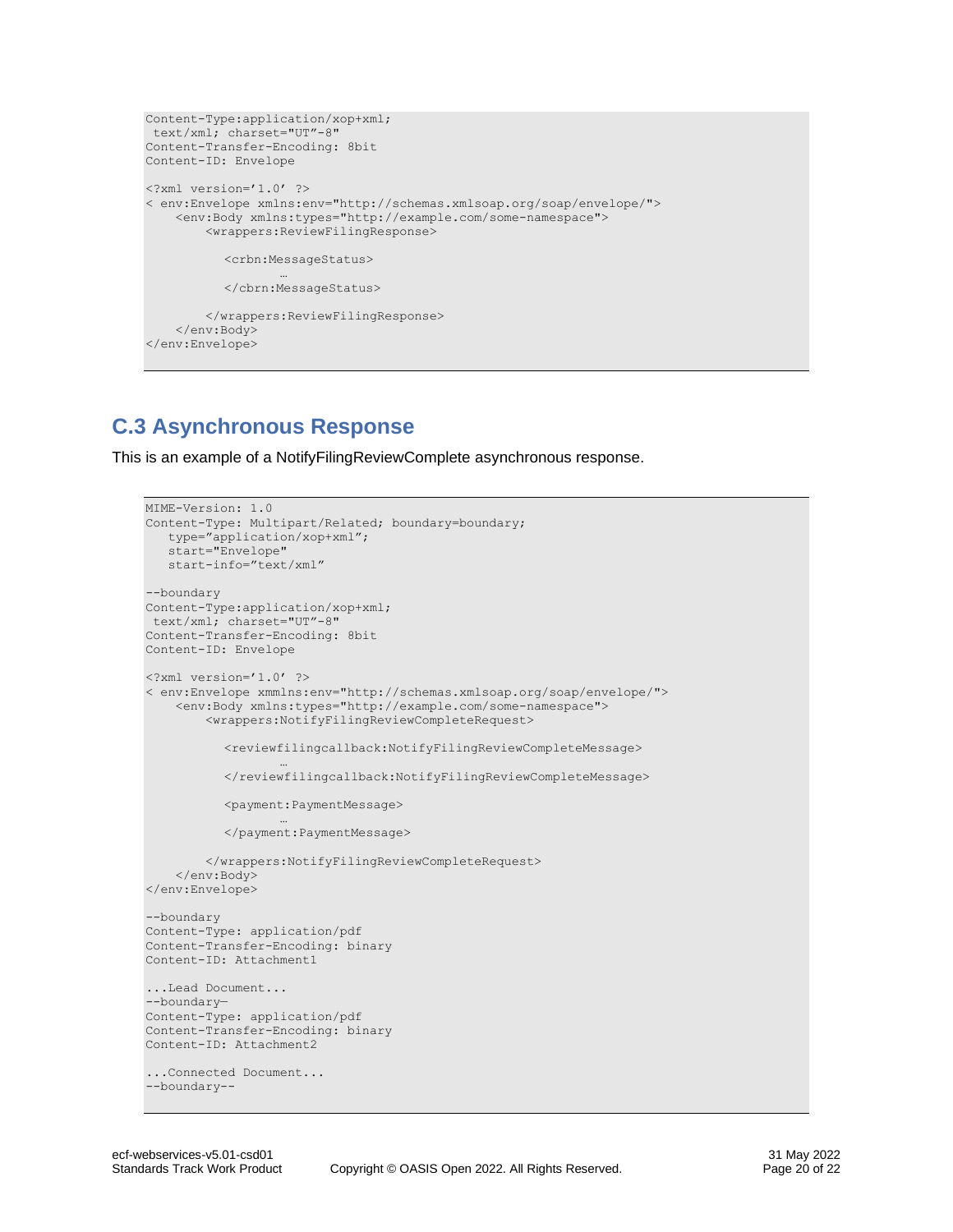```
Content-Type:application/xop+xml;
 text/xml; charset="UT"-8"
Content-Transfer-Encoding: 8bit
Content-ID: Envelope

<?xml version='1.0' ?>
< env:Envelope xmlns:env="http://schemas.xmlsoap.org/soap/envelope/">
    <env:Body xmlns:types="http://example.com/some-namespace">
        <wrappers:ReviewFilingResponse>

           <crbn:MessageStatus>
                …
           </cbrn:MessageStatus>

        </wrappers:ReviewFilingResponse>
    </env:Body>
</env:Envelope>
```

## C.3 Asynchronous Response

This is an example of a NotifyFilingReviewComplete asynchronous response.

```
MIME-Version: 1.0
Content-Type: Multipart/Related; boundary=boundary;
   type="application/xop+xml";
   start="Envelope"
   start-info="text/xml"

--boundary
Content-Type:application/xop+xml;
 text/xml; charset="UT"-8"
Content-Transfer-Encoding: 8bit
Content-ID: Envelope

<?xml version='1.0' ?>
< env:Envelope xmmlns:env="http://schemas.xmlsoap.org/soap/envelope/">
    <env:Body xmlns:types="http://example.com/some-namespace">
        <wrappers:NotifyFilingReviewCompleteRequest>

           <reviewfilingcallback:NotifyFilingReviewCompleteMessage>
                …
           </reviewfilingcallback:NotifyFilingReviewCompleteMessage>

           <payment:PaymentMessage>
                …
           </payment:PaymentMessage>

        </wrappers:NotifyFilingReviewCompleteRequest>
    </env:Body>
</env:Envelope>

--boundary
Content-Type: application/pdf
Content-Transfer-Encoding: binary
Content-ID: Attachment1

...Lead Document...
--boundary—
Content-Type: application/pdf
Content-Transfer-Encoding: binary
Content-ID: Attachment2

...Connected Document...
--boundary--
```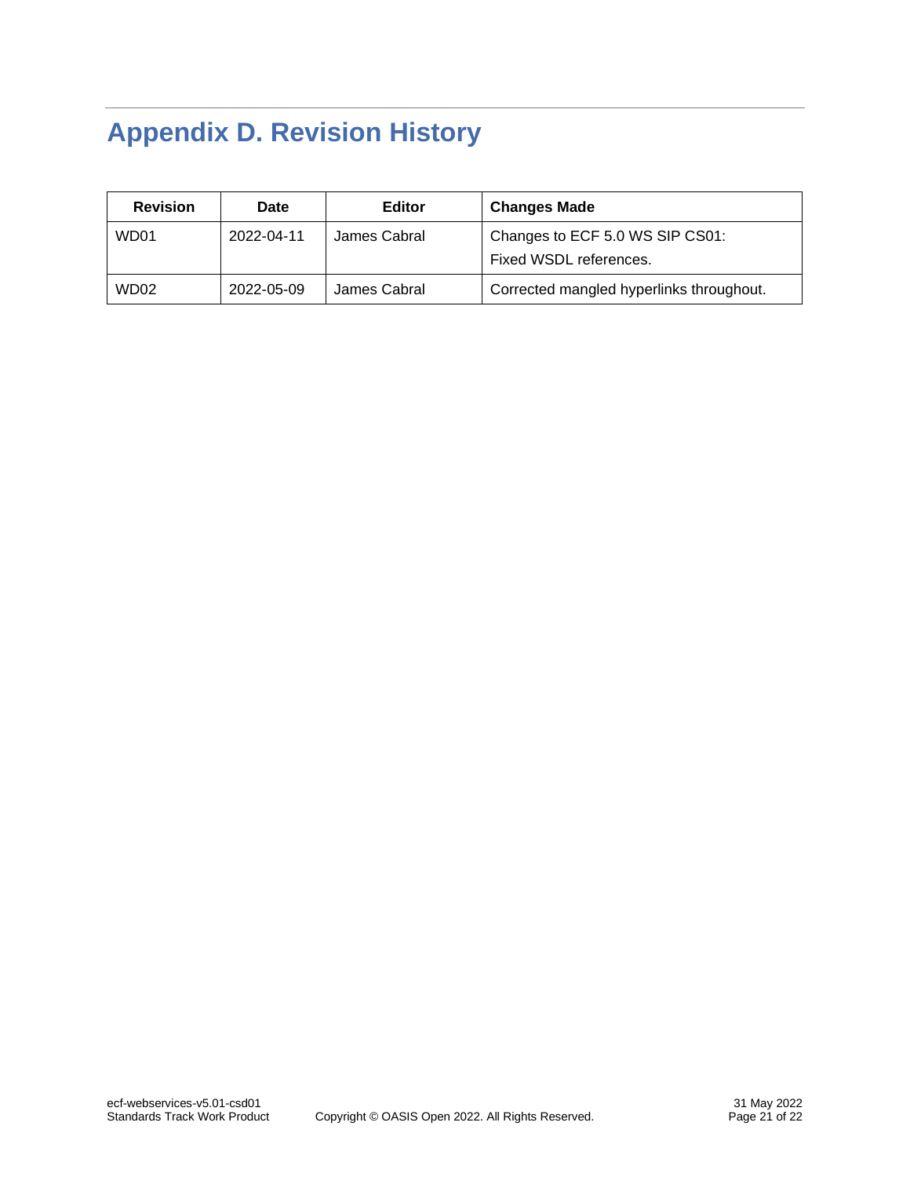# Appendix D. Revision History

| Revision | Date | Editor | Changes Made |
| --- | --- | --- | --- |
| WD01 | 2022-04-11 | James Cabral | Changes to ECF 5.0 WS SIP CS01:<br>Fixed WSDL references. |
| WD02 | 2022-05-09 | James Cabral | Corrected mangled hyperlinks throughout. |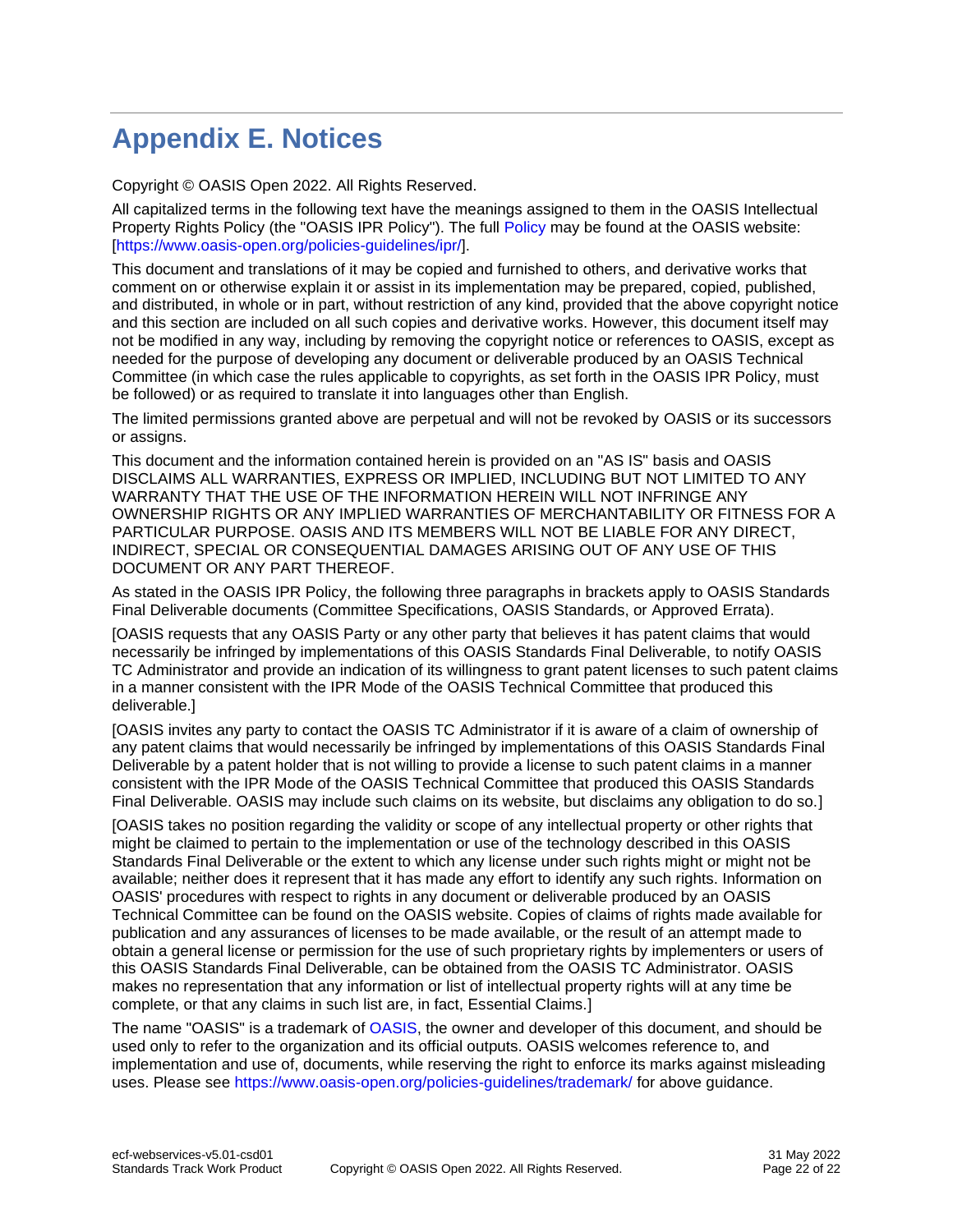# Appendix E. Notices

Copyright © OASIS Open 2022. All Rights Reserved.

All capitalized terms in the following text have the meanings assigned to them in the OASIS Intellectual Property Rights Policy (the "OASIS IPR Policy"). The full Policy may be found at the OASIS website: [https://www.oasis-open.org/policies-guidelines/ipr/].

This document and translations of it may be copied and furnished to others, and derivative works that comment on or otherwise explain it or assist in its implementation may be prepared, copied, published, and distributed, in whole or in part, without restriction of any kind, provided that the above copyright notice and this section are included on all such copies and derivative works. However, this document itself may not be modified in any way, including by removing the copyright notice or references to OASIS, except as needed for the purpose of developing any document or deliverable produced by an OASIS Technical Committee (in which case the rules applicable to copyrights, as set forth in the OASIS IPR Policy, must be followed) or as required to translate it into languages other than English.

The limited permissions granted above are perpetual and will not be revoked by OASIS or its successors or assigns.

This document and the information contained herein is provided on an "AS IS" basis and OASIS DISCLAIMS ALL WARRANTIES, EXPRESS OR IMPLIED, INCLUDING BUT NOT LIMITED TO ANY WARRANTY THAT THE USE OF THE INFORMATION HEREIN WILL NOT INFRINGE ANY OWNERSHIP RIGHTS OR ANY IMPLIED WARRANTIES OF MERCHANTABILITY OR FITNESS FOR A PARTICULAR PURPOSE. OASIS AND ITS MEMBERS WILL NOT BE LIABLE FOR ANY DIRECT, INDIRECT, SPECIAL OR CONSEQUENTIAL DAMAGES ARISING OUT OF ANY USE OF THIS DOCUMENT OR ANY PART THEREOF.

As stated in the OASIS IPR Policy, the following three paragraphs in brackets apply to OASIS Standards Final Deliverable documents (Committee Specifications, OASIS Standards, or Approved Errata).

[OASIS requests that any OASIS Party or any other party that believes it has patent claims that would necessarily be infringed by implementations of this OASIS Standards Final Deliverable, to notify OASIS TC Administrator and provide an indication of its willingness to grant patent licenses to such patent claims in a manner consistent with the IPR Mode of the OASIS Technical Committee that produced this deliverable.]

[OASIS invites any party to contact the OASIS TC Administrator if it is aware of a claim of ownership of any patent claims that would necessarily be infringed by implementations of this OASIS Standards Final Deliverable by a patent holder that is not willing to provide a license to such patent claims in a manner consistent with the IPR Mode of the OASIS Technical Committee that produced this OASIS Standards Final Deliverable. OASIS may include such claims on its website, but disclaims any obligation to do so.]

[OASIS takes no position regarding the validity or scope of any intellectual property or other rights that might be claimed to pertain to the implementation or use of the technology described in this OASIS Standards Final Deliverable or the extent to which any license under such rights might or might not be available; neither does it represent that it has made any effort to identify any such rights. Information on OASIS' procedures with respect to rights in any document or deliverable produced by an OASIS Technical Committee can be found on the OASIS website. Copies of claims of rights made available for publication and any assurances of licenses to be made available, or the result of an attempt made to obtain a general license or permission for the use of such proprietary rights by implementers or users of this OASIS Standards Final Deliverable, can be obtained from the OASIS TC Administrator. OASIS makes no representation that any information or list of intellectual property rights will at any time be complete, or that any claims in such list are, in fact, Essential Claims.]

The name "OASIS" is a trademark of OASIS, the owner and developer of this document, and should be used only to refer to the organization and its official outputs. OASIS welcomes reference to, and implementation and use of, documents, while reserving the right to enforce its marks against misleading uses. Please see https://www.oasis-open.org/policies-guidelines/trademark/ for above guidance.